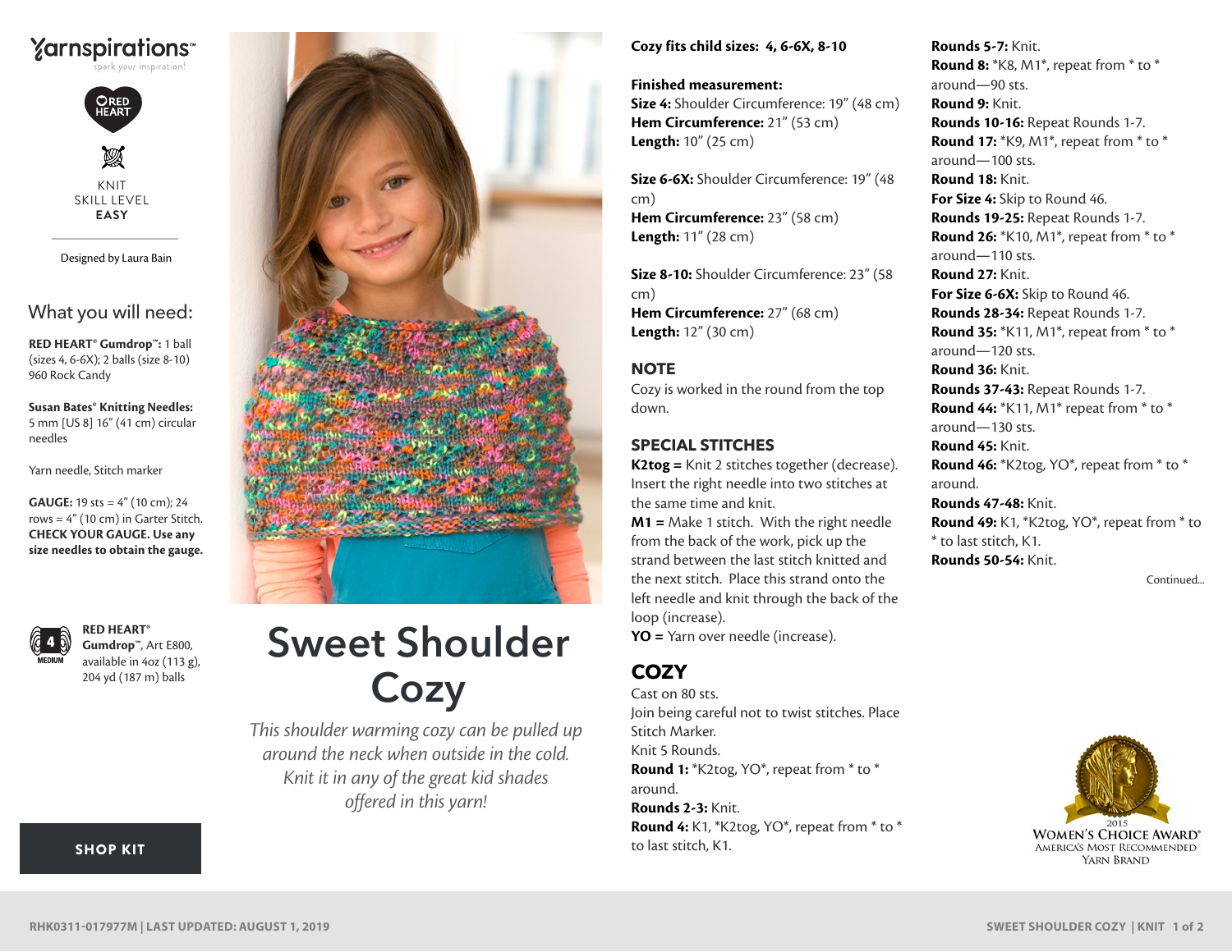Yarnspirations™
spark your inspiration!

RED HEART

KNIT
SKILL LEVEL
**EASY**

Designed by Laura Bain

## What you will need:

**RED HEART® Gumdrop™:** 1 ball (sizes 4, 6-6X); 2 balls (size 8-10) 960 Rock Candy

**Susan Bates® Knitting Needles:** 5 mm [US 8] 16" (41 cm) circular needles

Yarn needle, Stitch marker

**GAUGE:** 19 sts = 4" (10 cm); 24 rows = 4" (10 cm) in Garter Stitch. **CHECK YOUR GAUGE. Use any size needles to obtain the gauge.**

4 MEDIUM

**RED HEART® Gumdrop™**, Art E800, available in 4oz (113 g), 204 yd (187 m) balls

**SHOP KIT**

# Sweet Shoulder Cozy

*This shoulder warming cozy can be pulled up around the neck when outside in the cold. Knit it in any of the great kid shades offered in this yarn!*

**Cozy fits child sizes: 4, 6-6X, 8-10**

**Finished measurement:**
**Size 4:** Shoulder Circumference: 19" (48 cm)
**Hem Circumference:** 21" (53 cm)
**Length:** 10" (25 cm)

**Size 6-6X:** Shoulder Circumference: 19" (48 cm)
**Hem Circumference:** 23" (58 cm)
**Length:** 11" (28 cm)

**Size 8-10:** Shoulder Circumference: 23" (58 cm)
**Hem Circumference:** 27" (68 cm)
**Length:** 12" (30 cm)

## NOTE

Cozy is worked in the round from the top down.

## SPECIAL STITCHES

**K2tog =** Knit 2 stitches together (decrease). Insert the right needle into two stitches at the same time and knit.
**M1 =** Make 1 stitch. With the right needle from the back of the work, pick up the strand between the last stitch knitted and the next stitch. Place this strand onto the left needle and knit through the back of the loop (increase).
**YO =** Yarn over needle (increase).

## COZY

Cast on 80 sts.
Join being careful not to twist stitches. Place Stitch Marker.
Knit 5 Rounds.
**Round 1:** *K2tog, YO*, repeat from * to * around.
**Rounds 2-3:** Knit.
**Round 4:** K1, *K2tog, YO*, repeat from * to * to last stitch, K1.
**Rounds 5-7:** Knit.
**Round 8:** *K8, M1*, repeat from * to * around—90 sts.
**Round 9:** Knit.
**Rounds 10-16:** Repeat Rounds 1-7.
**Round 17:** *K9, M1*, repeat from * to * around—100 sts.
**Round 18:** Knit.
**For Size 4:** Skip to Round 46.
**Rounds 19-25:** Repeat Rounds 1-7.
**Round 26:** *K10, M1*, repeat from * to * around—110 sts.
**Round 27:** Knit.
**For Size 6-6X:** Skip to Round 46.
**Rounds 28-34:** Repeat Rounds 1-7.
**Round 35:** *K11, M1*, repeat from * to * around—120 sts.
**Round 36:** Knit.
**Rounds 37-43:** Repeat Rounds 1-7.
**Round 44:** *K11, M1* repeat from * to * around—130 sts.
**Round 45:** Knit.
**Round 46:** *K2tog, YO*, repeat from * to * around.
**Rounds 47-48:** Knit.
**Round 49:** K1, *K2tog, YO*, repeat from * to * to last stitch, K1.
**Rounds 50-54:** Knit.

Continued...

2015 WOMEN'S CHOICE AWARD® AMERICA'S MOST RECOMMENDED YARN BRAND

RHK0311-017977M | LAST UPDATED: AUGUST 1, 2019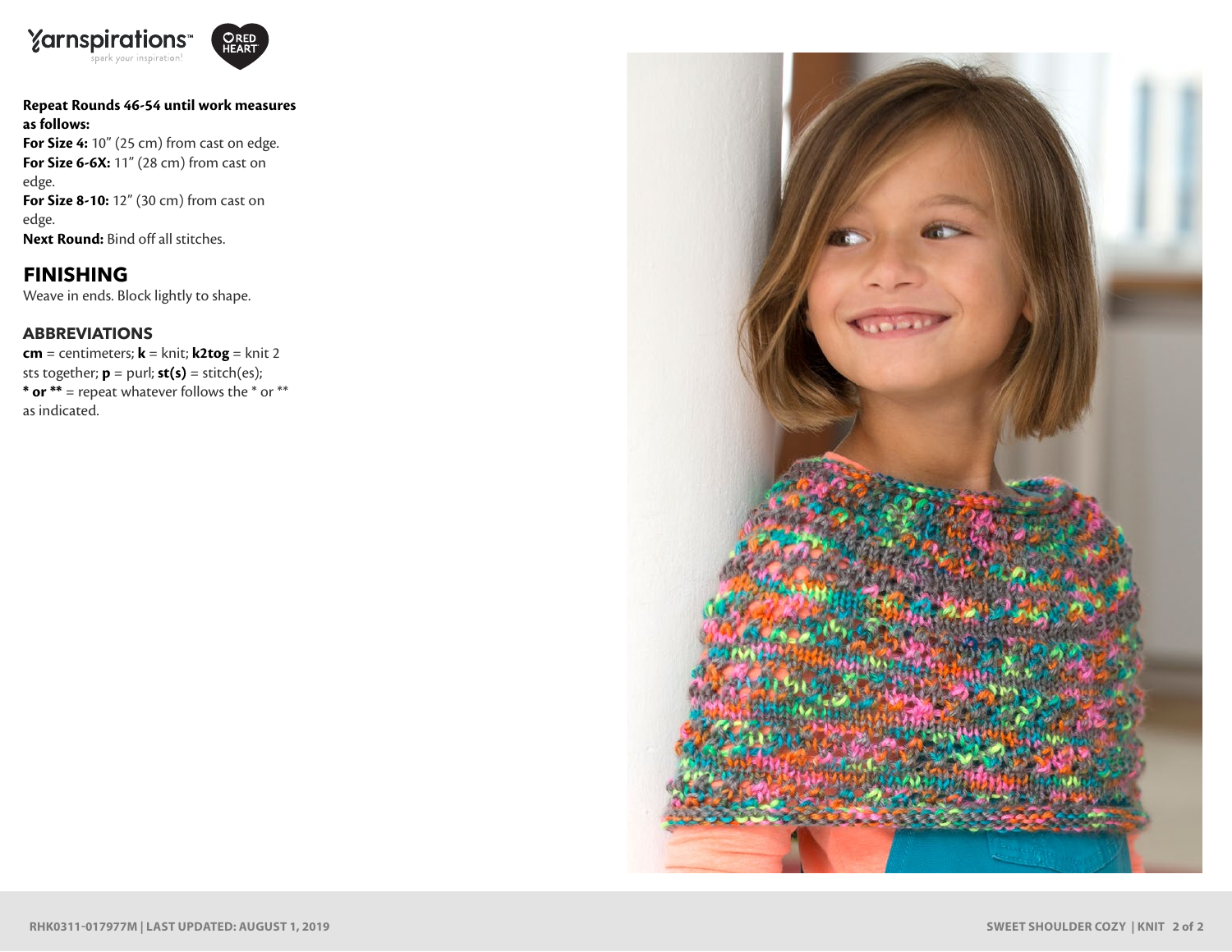**Repeat Rounds 46-54 until work measures as follows:**

**For Size 4:** 10" (25 cm) from cast on edge.

**For Size 6-6X:** 11" (28 cm) from cast on edge.

**For Size 8-10:** 12" (30 cm) from cast on edge.

**Next Round:** Bind off all stitches.

## FINISHING

Weave in ends. Block lightly to shape.

### ABBREVIATIONS

**cm** = centimeters; **k** = knit; **k2tog** = knit 2 sts together; **p** = purl; **st(s)** = stitch(es); **\* or \*\*** = repeat whatever follows the * or ** as indicated.